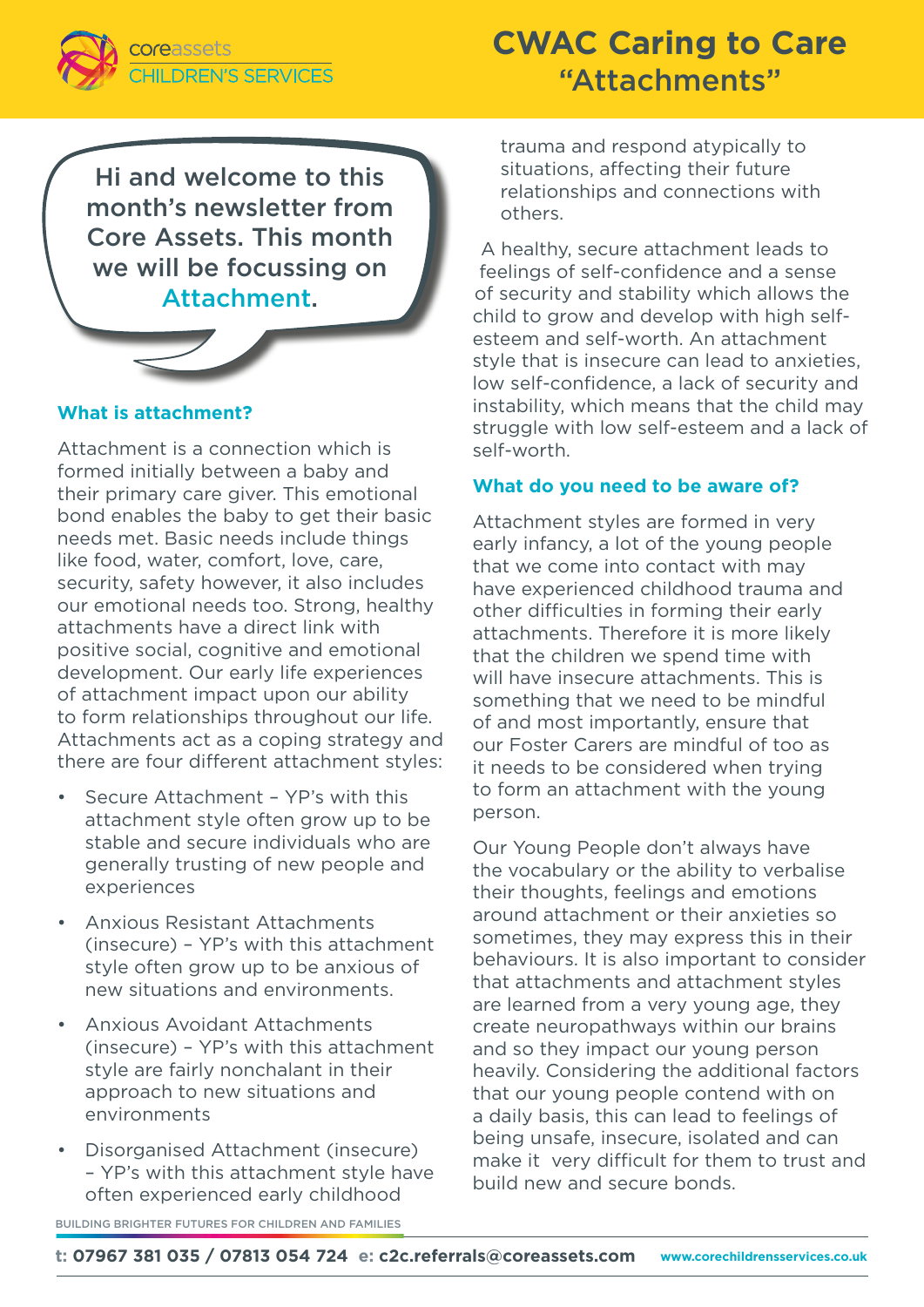# CWAC Caring to Care "Attachments"

Hi and welcome to this month's newsletter from Core Assets. This month we will be focussing on Attachment.

### What is attachment?

Attachment is a connection which is formed initially between a baby and their primary care giver. This emotional bond enables the baby to get their basic needs met. Basic needs include things like food, water, comfort, love, care, security, safety however, it also includes our emotional needs too. Strong, healthy attachments have a direct link with positive social, cognitive and emotional development. Our early life experiences of attachment impact upon our ability to form relationships throughout our life. Attachments act as a coping strategy and there are four different attachment styles:

- Secure Attachment – YP's with this attachment style often grow up to be stable and secure individuals who are generally trusting of new people and experiences
- Anxious Resistant Attachments (insecure) – YP's with this attachment style often grow up to be anxious of new situations and environments.
- Anxious Avoidant Attachments (insecure) – YP's with this attachment style are fairly nonchalant in their approach to new situations and environments
- Disorganised Attachment (insecure) – YP's with this attachment style have often experienced early childhood trauma and respond atypically to situations, affecting their future relationships and connections with others.

A healthy, secure attachment leads to feelings of self-confidence and a sense of security and stability which allows the child to grow and develop with high self-esteem and self-worth. An attachment style that is insecure can lead to anxieties, low self-confidence, a lack of security and instability, which means that the child may struggle with low self-esteem and a lack of self-worth.

### What do you need to be aware of?

Attachment styles are formed in very early infancy, a lot of the young people that we come into contact with may have experienced childhood trauma and other difficulties in forming their early attachments. Therefore it is more likely that the children we spend time with will have insecure attachments. This is something that we need to be mindful of and most importantly, ensure that our Foster Carers are mindful of too as it needs to be considered when trying to form an attachment with the young person.

Our Young People don't always have the vocabulary or the ability to verbalise their thoughts, feelings and emotions around attachment or their anxieties so sometimes, they may express this in their behaviours. It is also important to consider that attachments and attachment styles are learned from a very young age, they create neuropathways within our brains and so they impact our young person heavily. Considering the additional factors that our young people contend with on a daily basis, this can lead to feelings of being unsafe, insecure, isolated and can make it very difficult for them to trust and build new and secure bonds.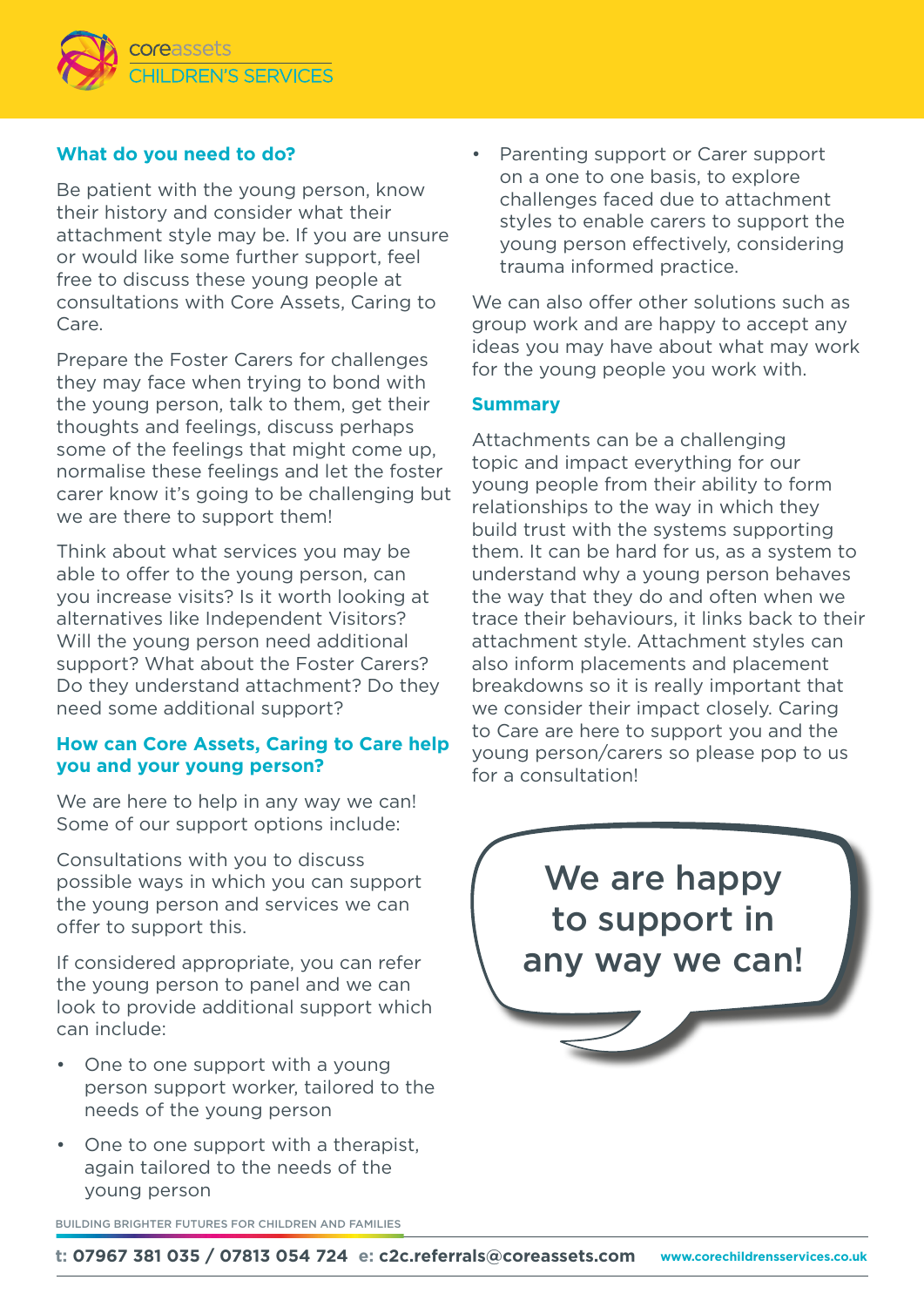## What do you need to do?

Be patient with the young person, know their history and consider what their attachment style may be. If you are unsure or would like some further support, feel free to discuss these young people at consultations with Core Assets, Caring to Care.

Prepare the Foster Carers for challenges they may face when trying to bond with the young person, talk to them, get their thoughts and feelings, discuss perhaps some of the feelings that might come up, normalise these feelings and let the foster carer know it's going to be challenging but we are there to support them!

Think about what services you may be able to offer to the young person, can you increase visits? Is it worth looking at alternatives like Independent Visitors? Will the young person need additional support? What about the Foster Carers? Do they understand attachment? Do they need some additional support?

## How can Core Assets, Caring to Care help you and your young person?

We are here to help in any way we can! Some of our support options include:

Consultations with you to discuss possible ways in which you can support the young person and services we can offer to support this.

If considered appropriate, you can refer the young person to panel and we can look to provide additional support which can include:

- One to one support with a young person support worker, tailored to the needs of the young person
- One to one support with a therapist, again tailored to the needs of the young person
- Parenting support or Carer support on a one to one basis, to explore challenges faced due to attachment styles to enable carers to support the young person effectively, considering trauma informed practice.

We can also offer other solutions such as group work and are happy to accept any ideas you may have about what may work for the young people you work with.

## Summary

Attachments can be a challenging topic and impact everything for our young people from their ability to form relationships to the way in which they build trust with the systems supporting them. It can be hard for us, as a system to understand why a young person behaves the way that they do and often when we trace their behaviours, it links back to their attachment style. Attachment styles can also inform placements and placement breakdowns so it is really important that we consider their impact closely. Caring to Care are here to support you and the young person/carers so please pop to us for a consultation!

**We are happy to support in any way we can!**

BUILDING BRIGHTER FUTURES FOR CHILDREN AND FAMILIES

**t:** 07967 381 035 / 07813 054 724 **e:** c2c.referrals@coreassets.com www.corechildrensservices.co.uk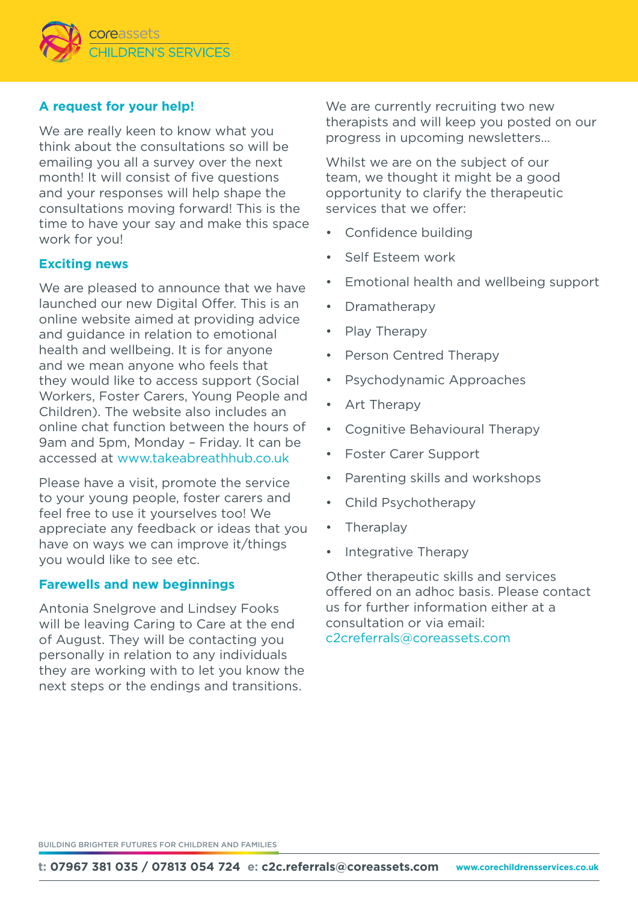## A request for your help!

We are really keen to know what you think about the consultations so will be emailing you all a survey over the next month! It will consist of five questions and your responses will help shape the consultations moving forward! This is the time to have your say and make this space work for you!

## Exciting news

We are pleased to announce that we have launched our new Digital Offer. This is an online website aimed at providing advice and guidance in relation to emotional health and wellbeing. It is for anyone and we mean anyone who feels that they would like to access support (Social Workers, Foster Carers, Young People and Children). The website also includes an online chat function between the hours of 9am and 5pm, Monday – Friday. It can be accessed at www.takeabreathhub.co.uk

Please have a visit, promote the service to your young people, foster carers and feel free to use it yourselves too! We appreciate any feedback or ideas that you have on ways we can improve it/things you would like to see etc.

## Farewells and new beginnings

Antonia Snelgrove and Lindsey Fooks will be leaving Caring to Care at the end of August. They will be contacting you personally in relation to any individuals they are working with to let you know the next steps or the endings and transitions.

We are currently recruiting two new therapists and will keep you posted on our progress in upcoming newsletters...

Whilst we are on the subject of our team, we thought it might be a good opportunity to clarify the therapeutic services that we offer:

- Confidence building
- Self Esteem work
- Emotional health and wellbeing support
- Dramatherapy
- Play Therapy
- Person Centred Therapy
- Psychodynamic Approaches
- Art Therapy
- Cognitive Behavioural Therapy
- Foster Carer Support
- Parenting skills and workshops
- Child Psychotherapy
- Theraplay
- Integrative Therapy

Other therapeutic skills and services offered on an adhoc basis. Please contact us for further information either at a consultation or via email: c2creferrals@coreassets.com